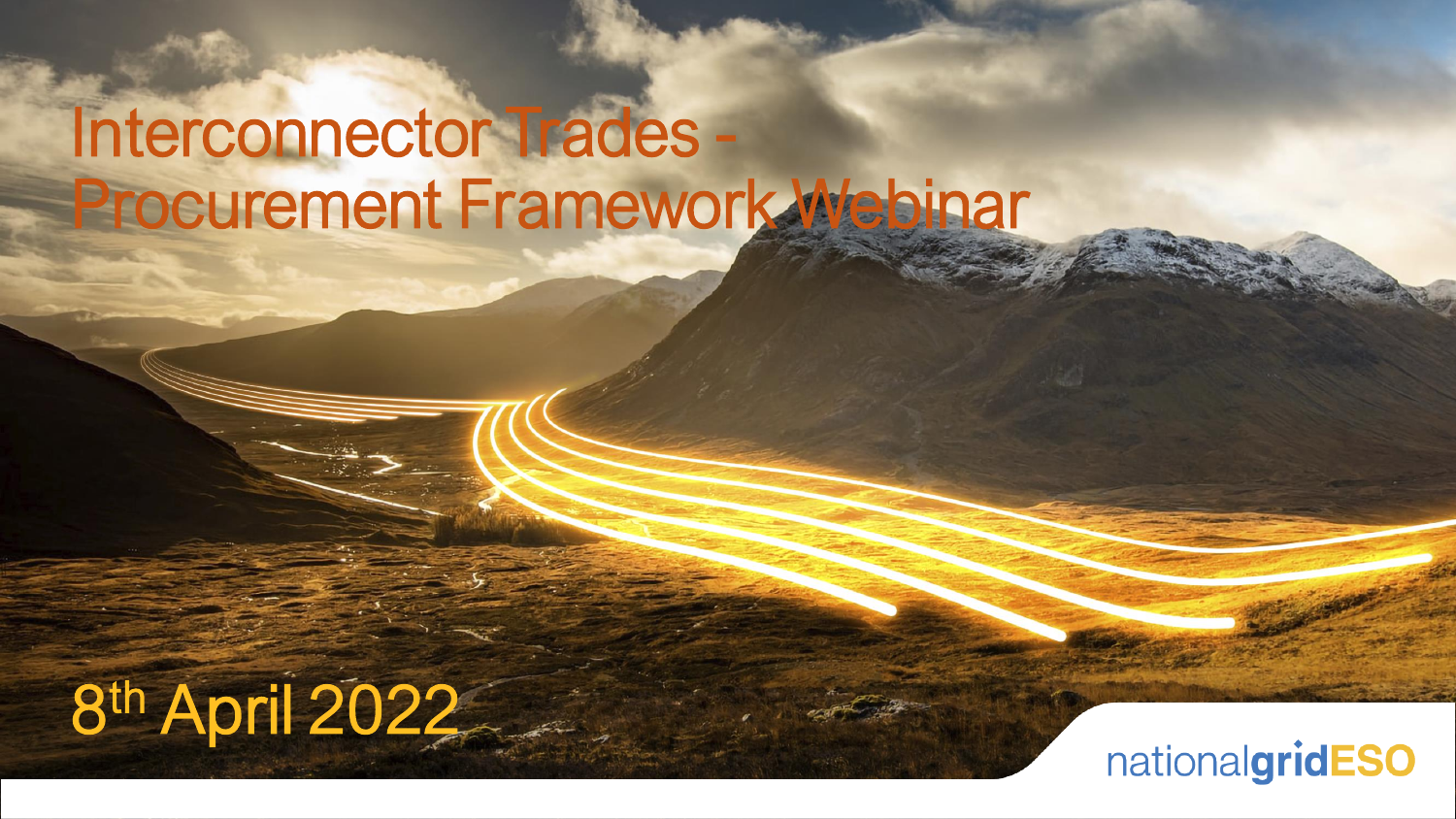# Interconnector Trades - Procurement Framework Webinar

8th April 2022

nationalgridESO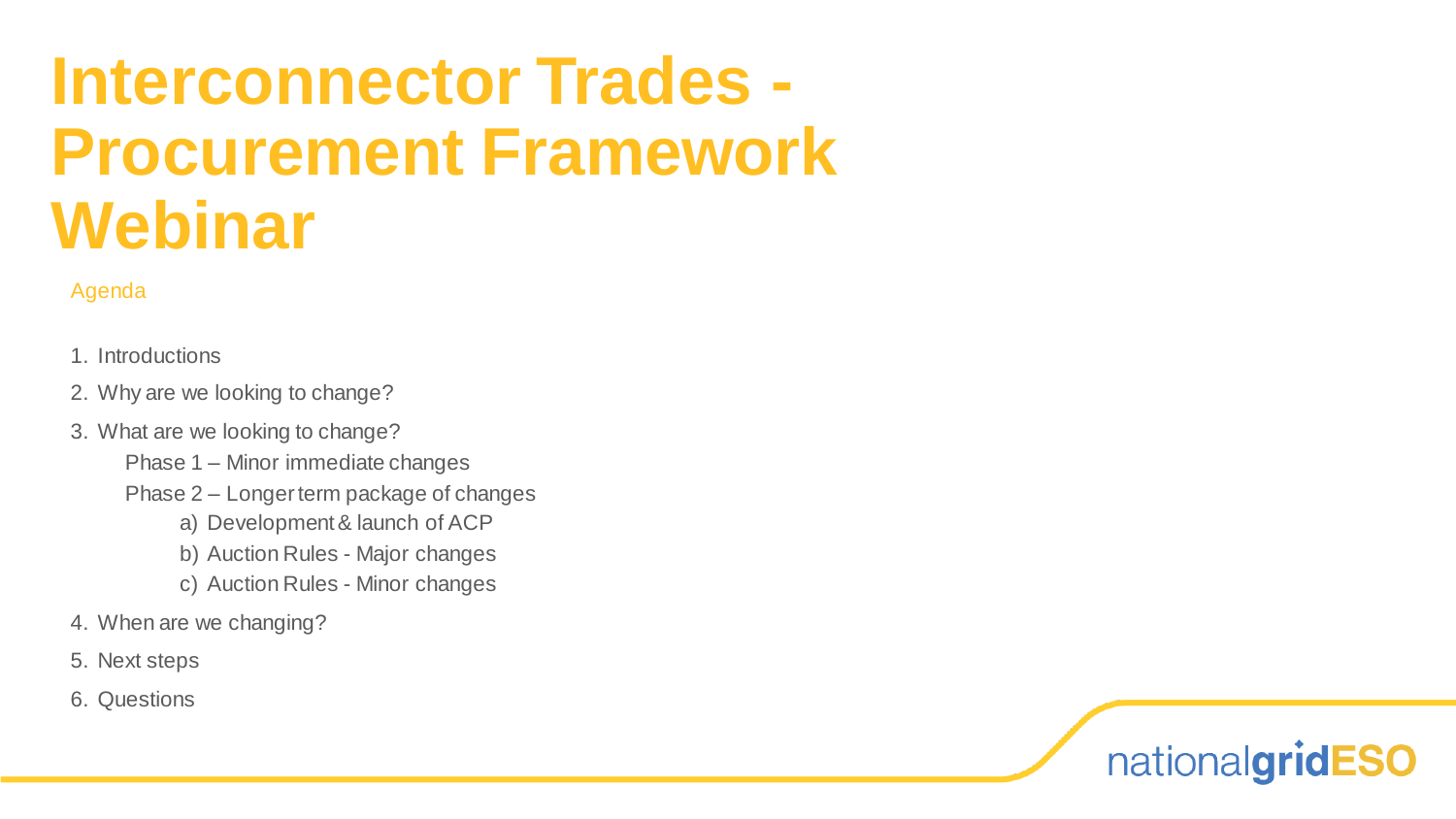# Interconnector Trades - Procurement Framework Webinar

## Agenda

1. Introductions
2. Why are we looking to change?
3. What are we looking to change?
   - Phase 1 – Minor immediate changes
   - Phase 2 – Longer term package of changes
     a) Development & launch of ACP
     b) Auction Rules - Major changes
     c) Auction Rules - Minor changes
4. When are we changing?
5. Next steps
6. Questions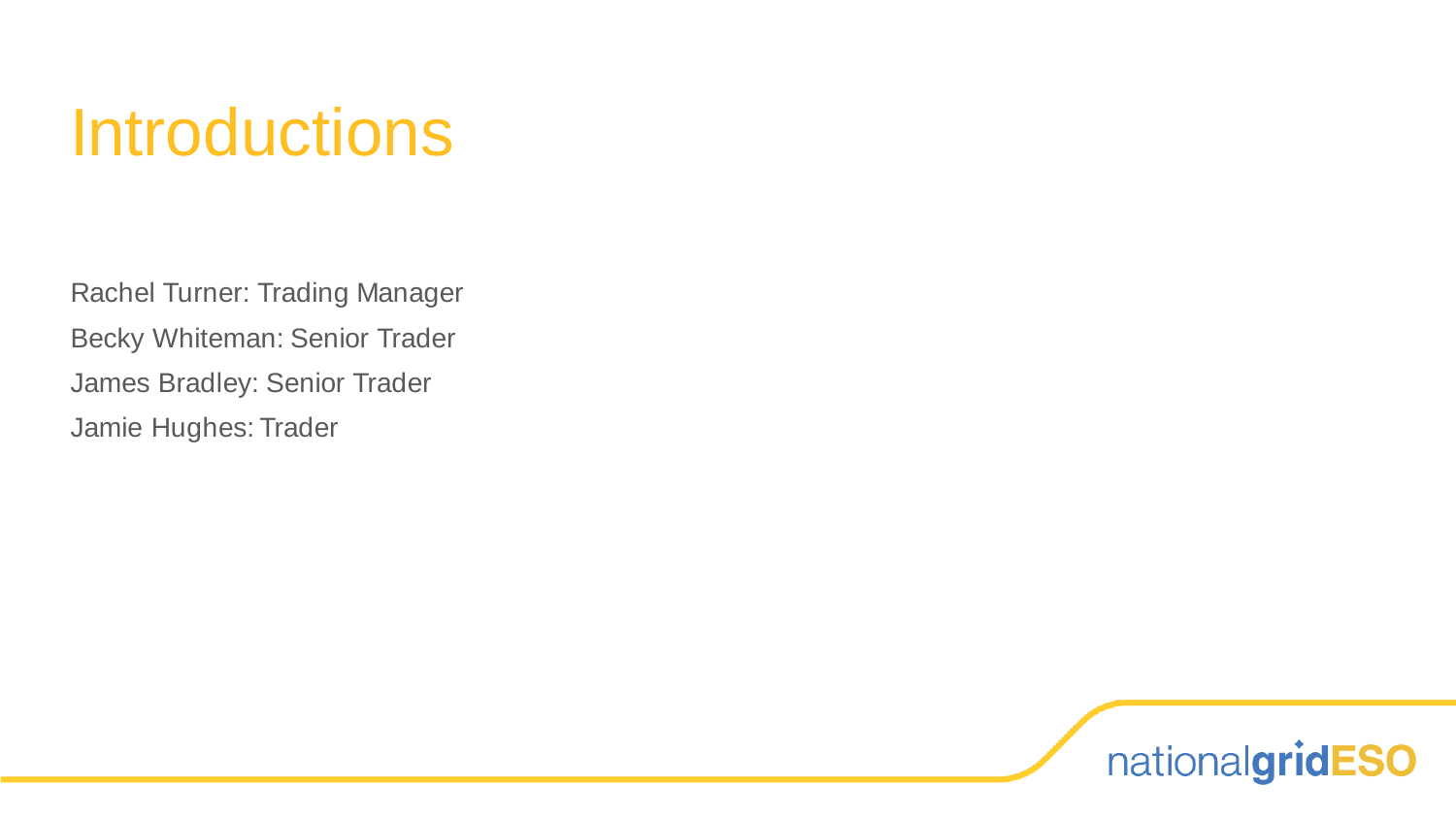# Introductions

Rachel Turner: Trading Manager

Becky Whiteman: Senior Trader

James Bradley: Senior Trader

Jamie Hughes: Trader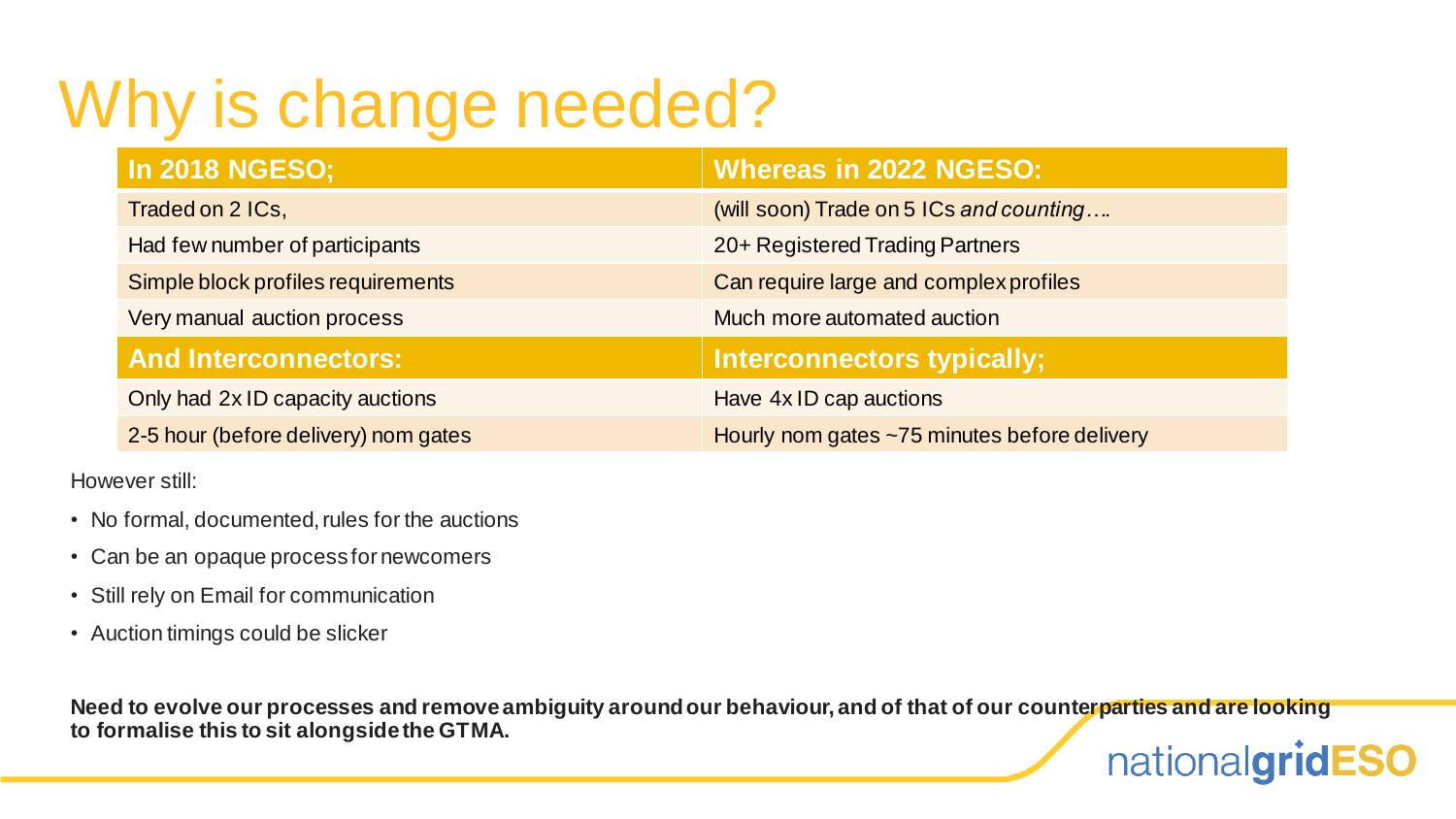# Why is change needed?

| In 2018 NGESO; | Whereas in 2022 NGESO: |
| --- | --- |
| Traded on 2 ICs, | (will soon) Trade on 5 ICs *and counting….* |
| Had few number of participants | 20+ Registered Trading Partners |
| Simple block profiles requirements | Can require large and complex profiles |
| Very manual auction process | Much more automated auction |
| **And Interconnectors:** | **Interconnectors typically;** |
| Only had 2x ID capacity auctions | Have 4x ID cap auctions |
| 2-5 hour (before delivery) nom gates | Hourly nom gates ~75 minutes before delivery |

However still:

- No formal, documented, rules for the auctions
- Can be an opaque process for newcomers
- Still rely on Email for communication
- Auction timings could be slicker

**Need to evolve our processes and remove ambiguity around our behaviour, and of that of our counterparties and are looking to formalise this to sit alongside the GTMA.**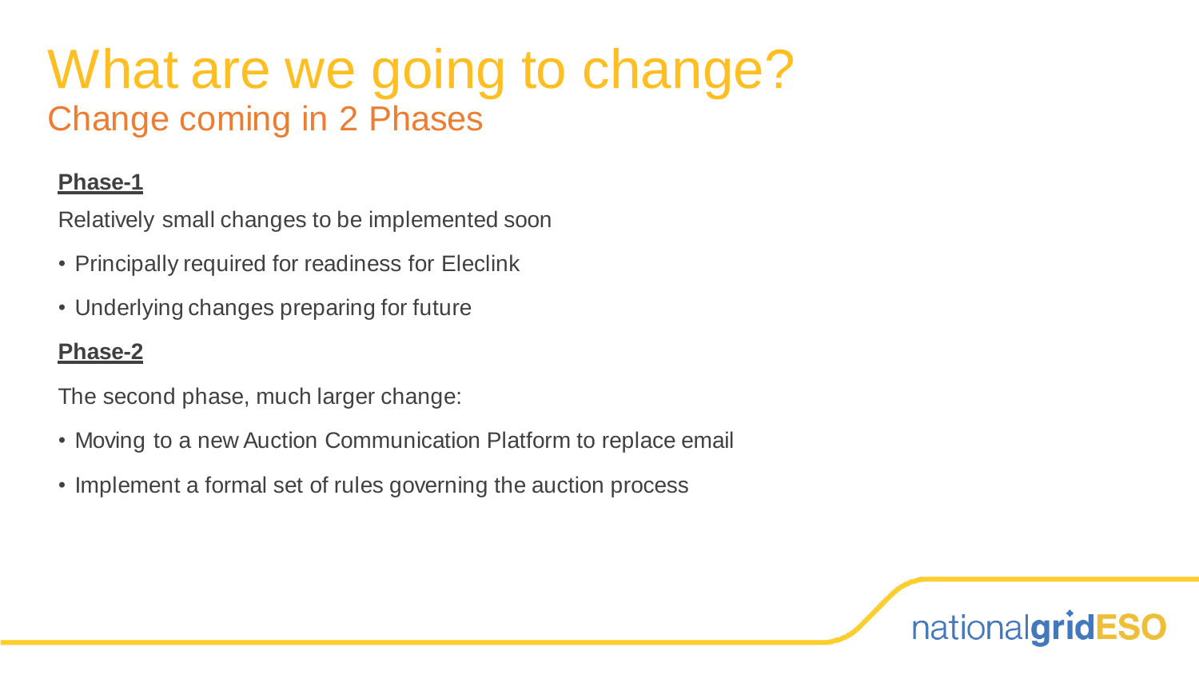# What are we going to change?

## Change coming in 2 Phases

**Phase-1**

Relatively small changes to be implemented soon

- Principally required for readiness for Eleclink
- Underlying changes preparing for future

**Phase-2**

The second phase, much larger change:

- Moving to a new Auction Communication Platform to replace email
- Implement a formal set of rules governing the auction process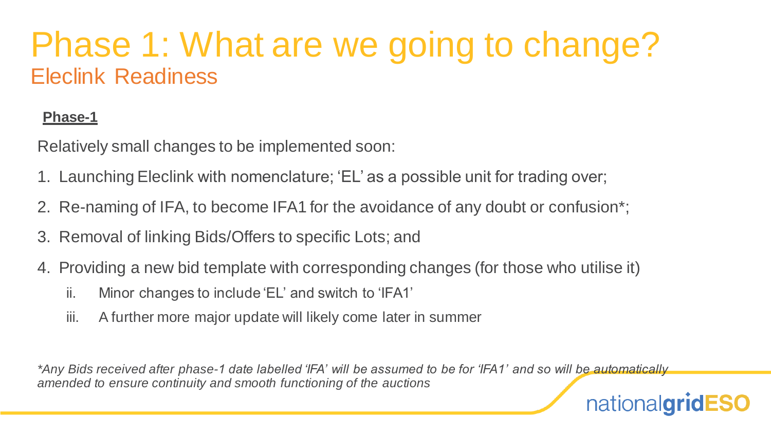# Phase 1: What are we going to change?

## Eleclink Readiness

**Phase-1**

Relatively small changes to be implemented soon:

1. Launching Eleclink with nomenclature; 'EL' as a possible unit for trading over;
2. Re-naming of IFA, to become IFA1 for the avoidance of any doubt or confusion*;
3. Removal of linking Bids/Offers to specific Lots; and
4. Providing a new bid template with corresponding changes (for those who utilise it)
   - ii. Minor changes to include 'EL' and switch to 'IFA1'
   - iii. A further more major update will likely come later in summer

*\*Any Bids received after phase-1 date labelled 'IFA' will be assumed to be for 'IFA1' and so will be automatically amended to ensure continuity and smooth functioning of the auctions*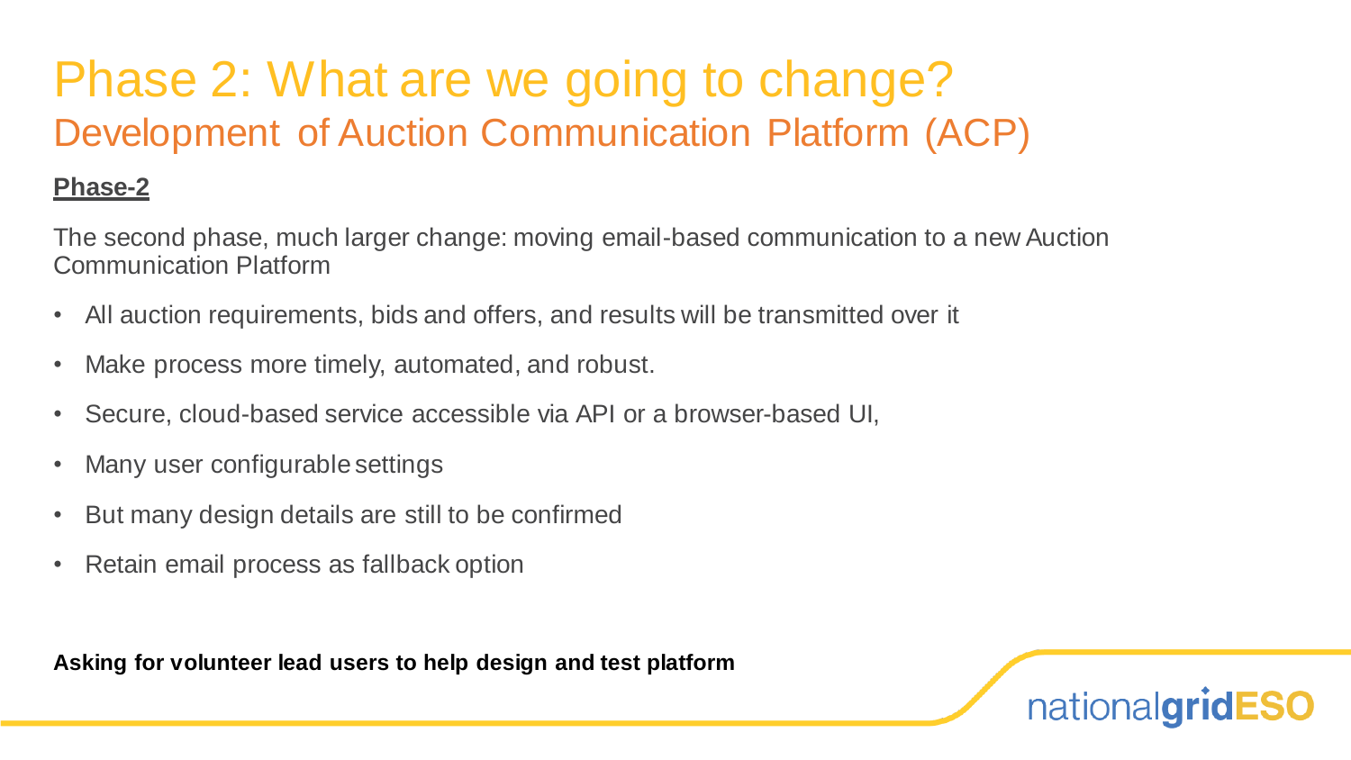# Phase 2: What are we going to change?

## Development of Auction Communication Platform (ACP)

**Phase-2**

The second phase, much larger change: moving email-based communication to a new Auction Communication Platform

- All auction requirements, bids and offers, and results will be transmitted over it
- Make process more timely, automated, and robust.
- Secure, cloud-based service accessible via API or a browser-based UI,
- Many user configurable settings
- But many design details are still to be confirmed
- Retain email process as fallback option

**Asking for volunteer lead users to help design and test platform**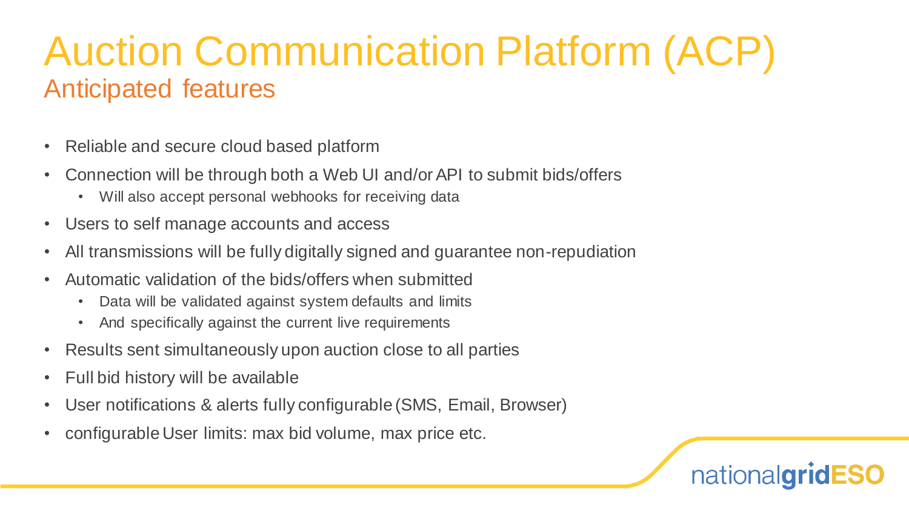# Auction Communication Platform (ACP)

## Anticipated features

- Reliable and secure cloud based platform
- Connection will be through both a Web UI and/or API to submit bids/offers
  - Will also accept personal webhooks for receiving data
- Users to self manage accounts and access
- All transmissions will be fully digitally signed and guarantee non-repudiation
- Automatic validation of the bids/offers when submitted
  - Data will be validated against system defaults and limits
  - And specifically against the current live requirements
- Results sent simultaneously upon auction close to all parties
- Full bid history will be available
- User notifications & alerts fully configurable (SMS, Email, Browser)
- configurable User limits: max bid volume, max price etc.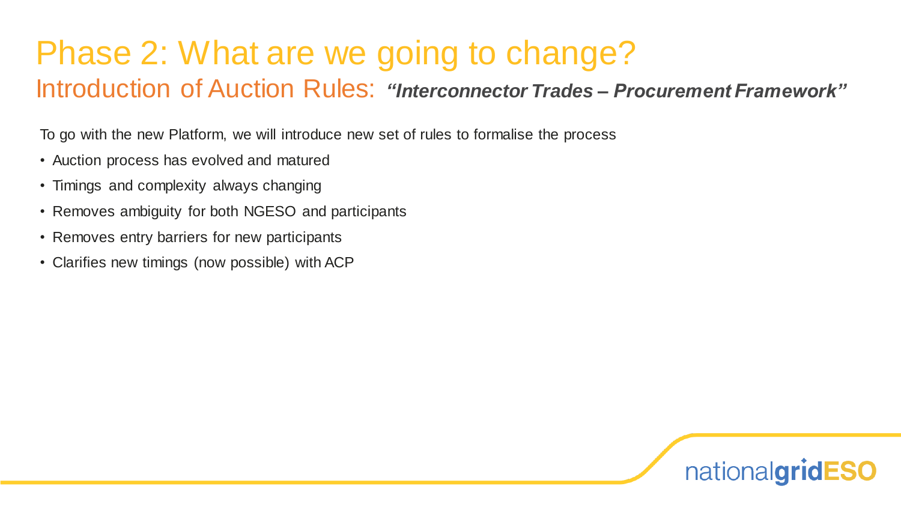# Phase 2: What are we going to change?

## Introduction of Auction Rules: ***"Interconnector Trades – Procurement Framework"***

To go with the new Platform, we will introduce new set of rules to formalise the process

- Auction process has evolved and matured
- Timings and complexity always changing
- Removes ambiguity for both NGESO and participants
- Removes entry barriers for new participants
- Clarifies new timings (now possible) with ACP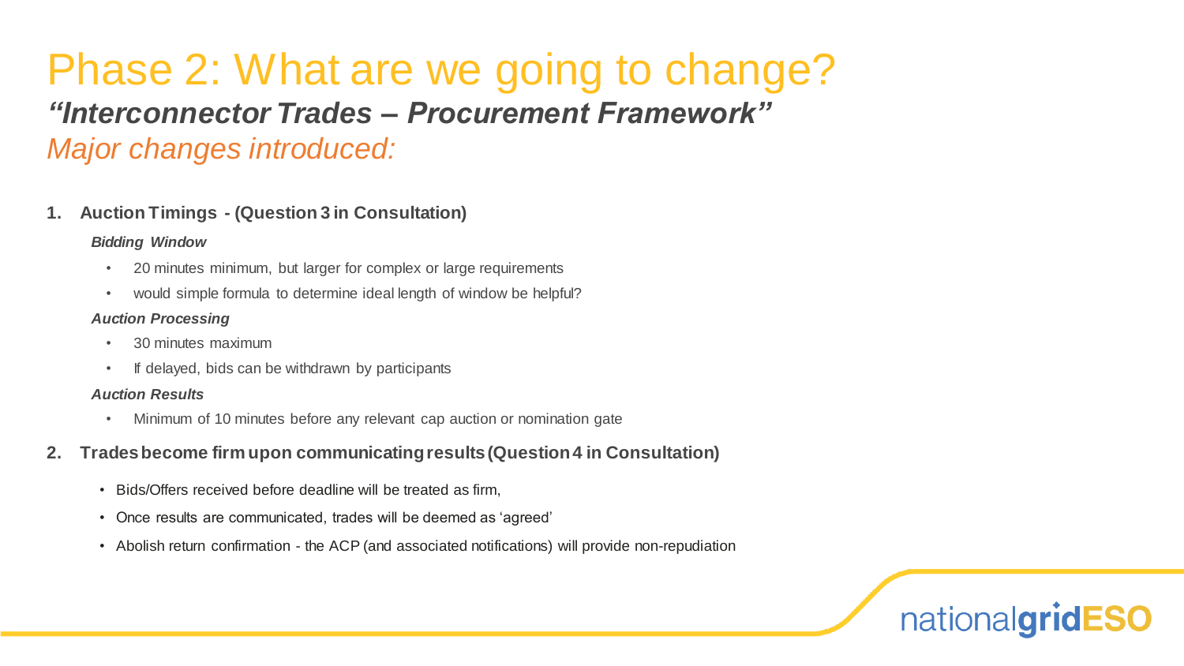# Phase 2: What are we going to change?

## *"Interconnector Trades – Procurement Framework"*

### *Major changes introduced:*

1. **Auction Timings - (Question 3 in Consultation)**

   ***Bidding Window***

   - 20 minutes minimum, but larger for complex or large requirements
   - would simple formula to determine ideal length of window be helpful?

   ***Auction Processing***

   - 30 minutes maximum
   - If delayed, bids can be withdrawn by participants

   ***Auction Results***

   - Minimum of 10 minutes before any relevant cap auction or nomination gate

2. **Trades become firm upon communicating results (Question 4 in Consultation)**

   - Bids/Offers received before deadline will be treated as firm,
   - Once results are communicated, trades will be deemed as 'agreed'
   - Abolish return confirmation - the ACP (and associated notifications) will provide non-repudiation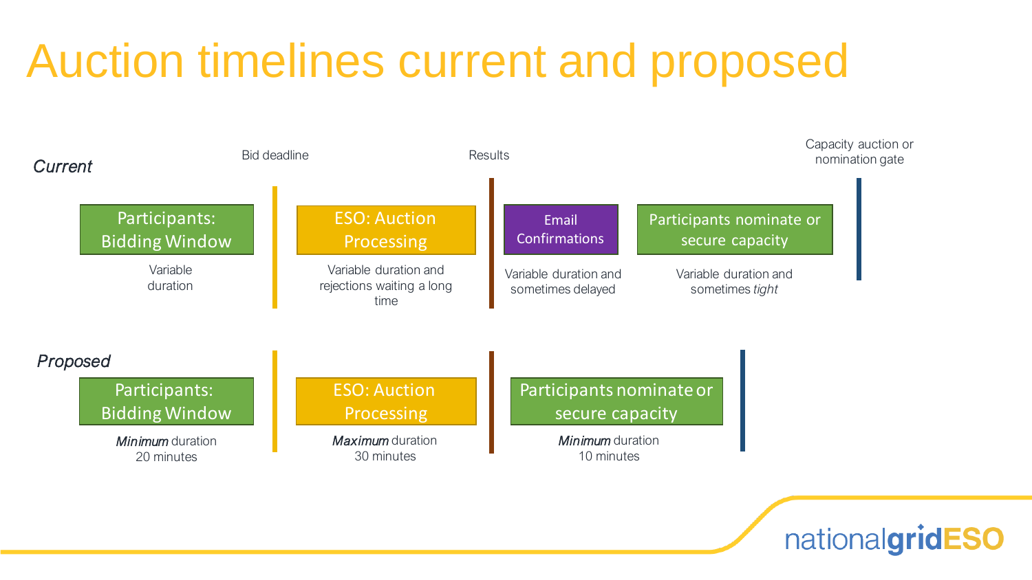# Auction timelines current and proposed

### *Current*

Bid deadline | Results | Capacity auction or nomination gate

| Participants: Bidding Window | ESO: Auction Processing | Email Confirmations | Participants nominate or secure capacity |
|---|---|---|---|
| Variable duration | Variable duration and rejections waiting a long time | Variable duration and sometimes delayed | Variable duration and sometimes *tight* |

### *Proposed*

| Participants: Bidding Window | ESO: Auction Processing | Participants nominate or secure capacity |
|---|---|---|
| *Minimum* duration 20 minutes | *Maximum* duration 30 minutes | *Minimum* duration 10 minutes |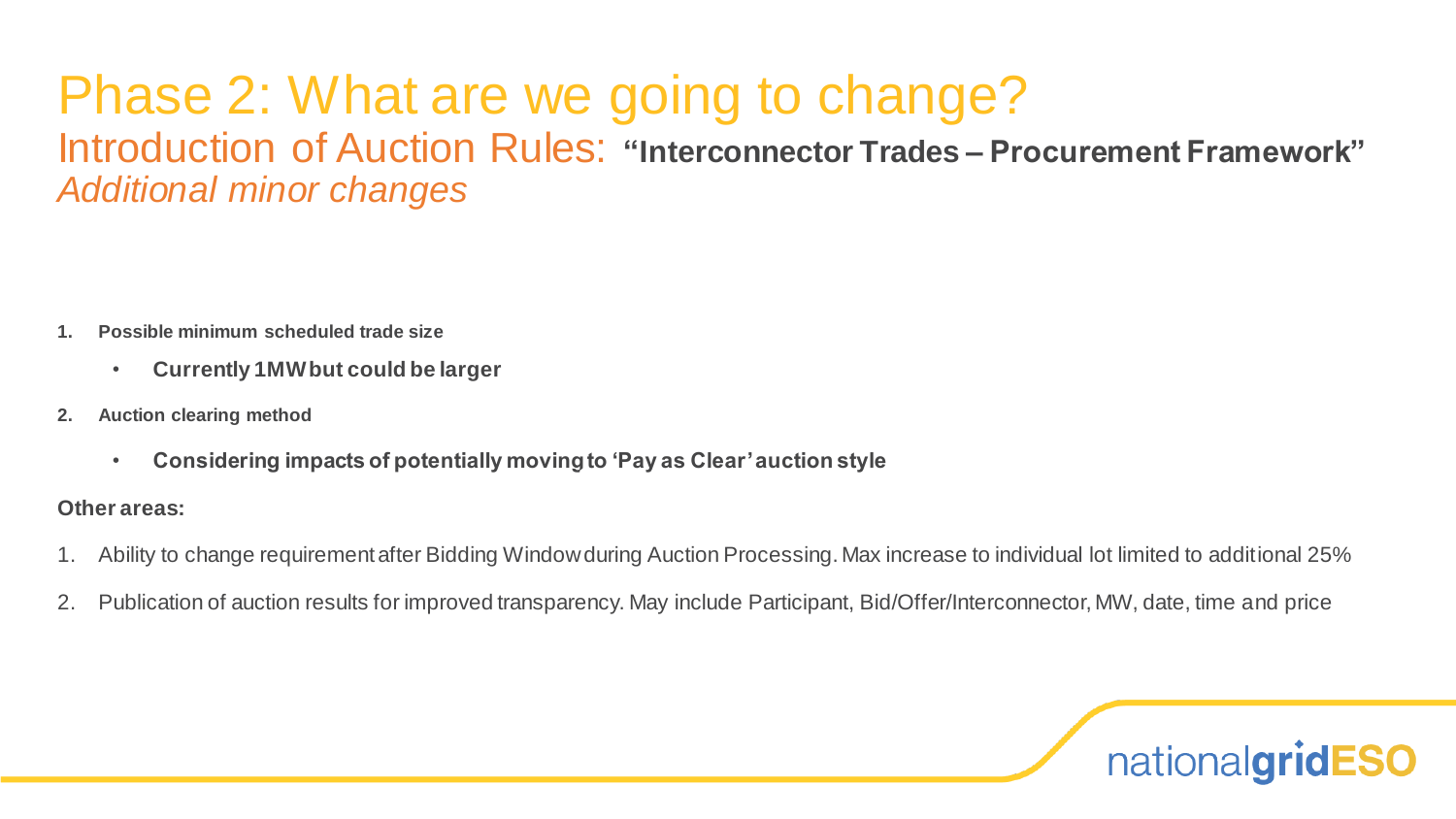# Phase 2: What are we going to change?

## Introduction of Auction Rules: **"Interconnector Trades – Procurement Framework"**

### *Additional minor changes*

1. **Possible minimum scheduled trade size**
   - **Currently 1MW but could be larger**
2. **Auction clearing method**
   - **Considering impacts of potentially moving to 'Pay as Clear' auction style**

**Other areas:**

1. Ability to change requirement after Bidding Window during Auction Processing. Max increase to individual lot limited to additional 25%
2. Publication of auction results for improved transparency. May include Participant, Bid/Offer/Interconnector, MW, date, time and price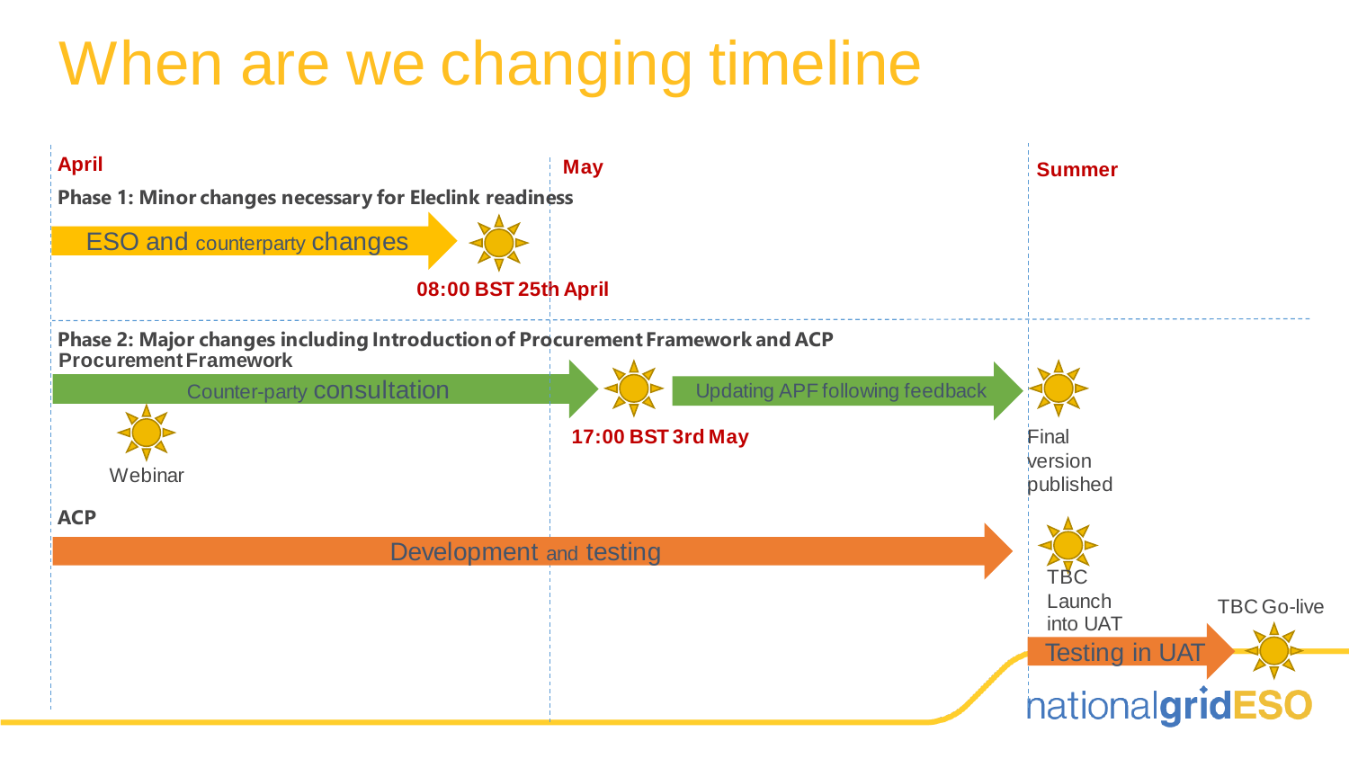# When are we changing timeline

**April**

**May**

**Summer**

**Phase 1: Minor changes necessary for Eleclink readiness**

ESO and counterparty changes

08:00 BST 25th April

**Phase 2: Major changes including Introduction of Procurement Framework and ACP Procurement Framework**

Counter-party consultation

Webinar

17:00 BST 3rd May

Updating APF following feedback

Final version published

**ACP**

Development and testing

TBC Launch into UAT

Testing in UAT

TBC Go-live

nationalgridESO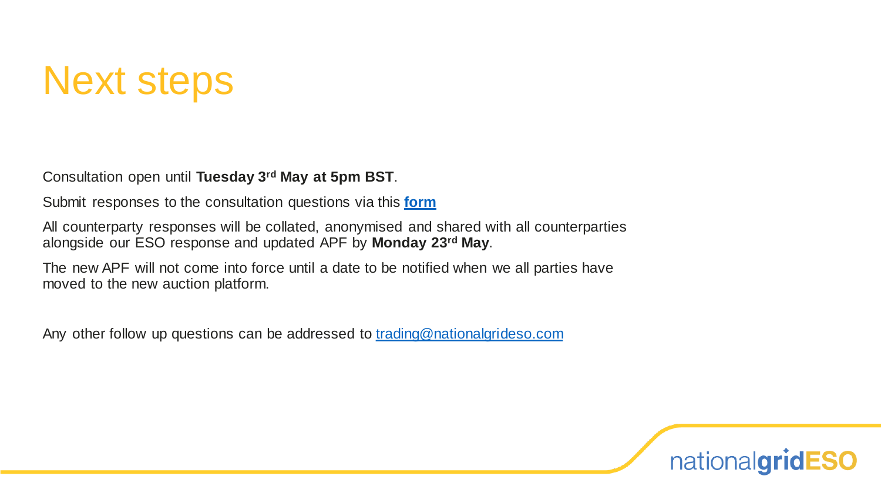# Next steps

Consultation open until **Tuesday 3rd May at 5pm BST**.

Submit responses to the consultation questions via this **form**

All counterparty responses will be collated, anonymised and shared with all counterparties alongside our ESO response and updated APF by **Monday 23rd May**.

The new APF will not come into force until a date to be notified when we all parties have moved to the new auction platform.

Any other follow up questions can be addressed to trading@nationalgrideso.com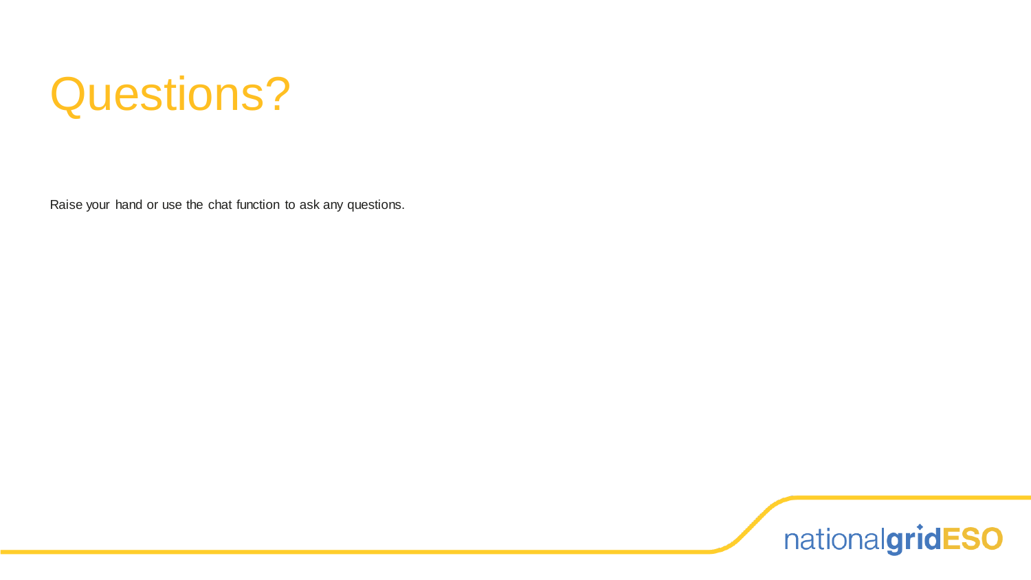# Questions?

Raise your hand or use the chat function to ask any questions.